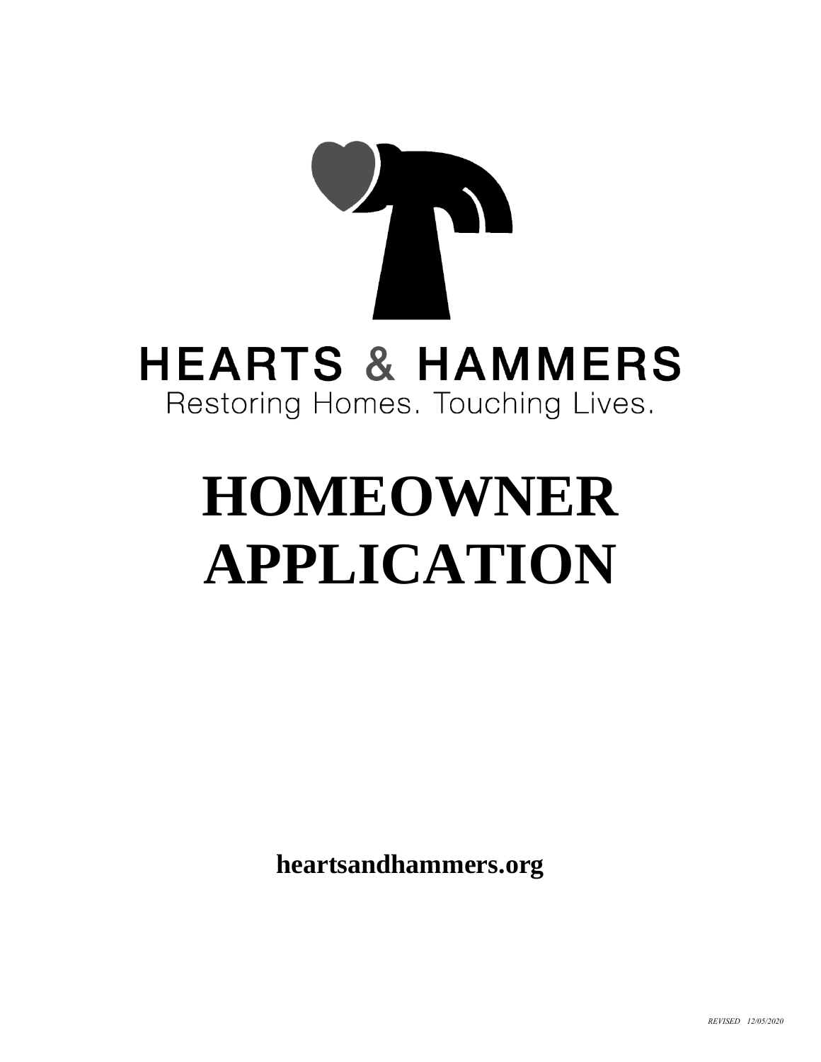HEARTS & HAMMERS

Restoring Homes. Touching Lives.

# HOMEOWNER APPLICATION

**heartsandhammers.org**

*REVISED 12/05/2020*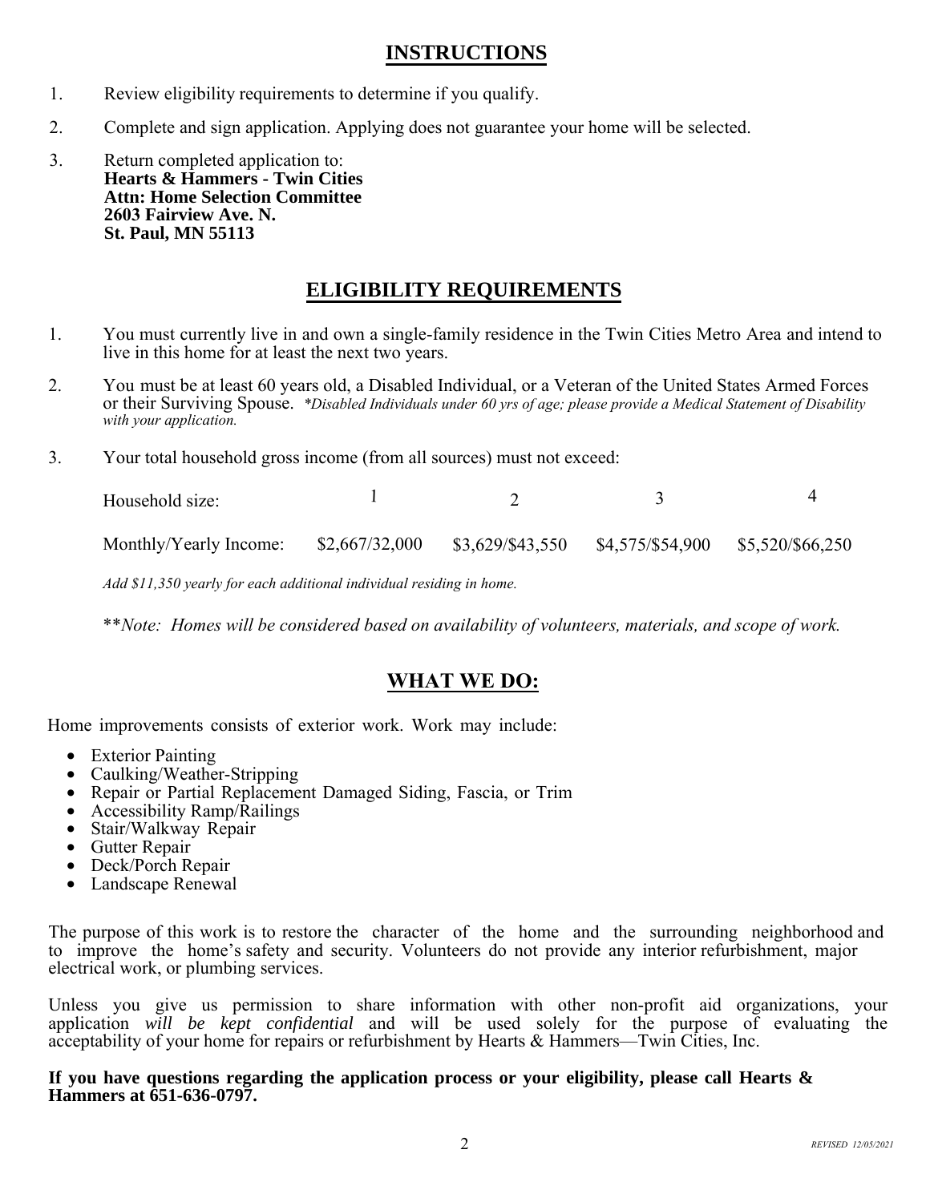## INSTRUCTIONS

1. Review eligibility requirements to determine if you qualify.
2. Complete and sign application. Applying does not guarantee your home will be selected.
3. Return completed application to:
   **Hearts & Hammers - Twin Cities**
   **Attn: Home Selection Committee**
   **2603 Fairview Ave. N.**
   **St. Paul, MN 55113**

## ELIGIBILITY REQUIREMENTS

1. You must currently live in and own a single-family residence in the Twin Cities Metro Area and intend to live in this home for at least the next two years.
2. You must be at least 60 years old, a Disabled Individual, or a Veteran of the United States Armed Forces or their Surviving Spouse. *\*Disabled Individuals under 60 yrs of age; please provide a Medical Statement of Disability with your application.*
3. Your total household gross income (from all sources) must not exceed:

| Household size: | 1 | 2 | 3 | 4 |
|---|---|---|---|---|
| Monthly/Yearly Income: | $2,667/32,000 | $3,629/$43,550 | $4,575/$54,900 | $5,520/$66,250 |

*Add $11,350 yearly for each additional individual residing in home.*

\*\**Note: Homes will be considered based on availability of volunteers, materials, and scope of work.*

## WHAT WE DO:

Home improvements consists of exterior work. Work may include:

- Exterior Painting
- Caulking/Weather-Stripping
- Repair or Partial Replacement Damaged Siding, Fascia, or Trim
- Accessibility Ramp/Railings
- Stair/Walkway Repair
- Gutter Repair
- Deck/Porch Repair
- Landscape Renewal

The purpose of this work is to restore the character of the home and the surrounding neighborhood and to improve the home's safety and security. Volunteers do not provide any interior refurbishment, major electrical work, or plumbing services.

Unless you give us permission to share information with other non-profit aid organizations, your application *will be kept confidential* and will be used solely for the purpose of evaluating the acceptability of your home for repairs or refurbishment by Hearts & Hammers—Twin Cities, Inc.

**If you have questions regarding the application process or your eligibility, please call Hearts & Hammers at 651-636-0797.**

*REVISED 12/05/2021*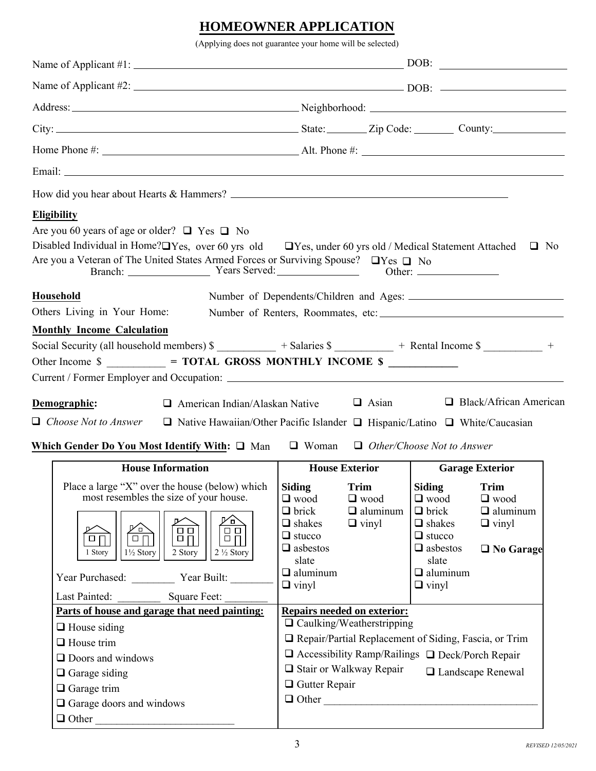# HOMEOWNER APPLICATION

(Applying does not guarantee your home will be selected)

Name of Applicant #1: ______________________________ DOB: ______________

Name of Applicant #2: ______________________________ DOB: ______________

Address: ______________________________ Neighborhood: ______________________________

City: ______________________________ State: ________ Zip Code: ________ County: ______________

Home Phone #: ______________________________ Alt. Phone #: ______________________________

Email: ____________________________________________________________

How did you hear about Hearts & Hammers? ______________________________

**Eligibility**

Are you 60 years of age or older? ❑ Yes ❑ No

Disabled Individual in Home? ❑ Yes, over 60 yrs old ❑ Yes, under 60 yrs old / Medical Statement Attached ❑ No

Are you a Veteran of The United States Armed Forces or Surviving Spouse? ❑ Yes ❑ No

Branch: ________________ Years Served: ________________ Other: ________________

**Household**

Number of Dependents/Children and Ages: ______________________________

Others Living in Your Home: Number of Renters, Roommates, etc: ______________________________

**Monthly Income Calculation**

Social Security (all household members) $ ___________ + Salaries $ ___________ + Rental Income $ ___________ +

Other Income $ ___________ = **TOTAL GROSS MONTHLY INCOME $ ____________**

Current / Former Employer and Occupation: ______________________________

**Demographic:** ❑ American Indian/Alaskan Native ❑ Asian ❑ Black/African American

❑ *Choose Not to Answer* ❑ Native Hawaiian/Other Pacific Islander ❑ Hispanic/Latino ❑ White/Caucasian

**Which Gender Do You Most Identify With:** ❑ Man ❑ Woman ❑ *Other/Choose Not to Answer*

| House Information | House Exterior | | Garage Exterior | |
|---|---|---|---|---|
| Place a large "X" over the house (below) which most resembles the size of your house.<br>1 Story / 1½ Story / 2 Story / 2 ½ Story<br>Year Purchased: ________ Year Built: ________<br>Last Painted: ________ Square Feet: ________ | **Siding**<br>❑ wood<br>❑ brick<br>❑ shakes<br>❑ stucco<br>❑ asbestos slate<br>❑ aluminum<br>❑ vinyl | **Trim**<br>❑ wood<br>❑ aluminum<br>❑ vinyl | **Siding**<br>❑ wood<br>❑ brick<br>❑ shakes<br>❑ stucco<br>❑ asbestos slate<br>❑ aluminum<br>❑ vinyl | **Trim**<br>❑ wood<br>❑ aluminum<br>❑ vinyl<br>❑ **No Garage** |
| **Parts of house and garage that need painting:**<br>❑ House siding<br>❑ House trim<br>❑ Doors and windows<br>❑ Garage siding<br>❑ Garage trim<br>❑ Garage doors and windows<br>❑ Other ______________ | **Repairs needed on exterior:**<br>❑ Caulking/Weatherstripping<br>❑ Repair/Partial Replacement of Siding, Fascia, or Trim<br>❑ Accessibility Ramp/Railings ❑ Deck/Porch Repair<br>❑ Stair or Walkway Repair ❑ Landscape Renewal<br>❑ Gutter Repair<br>❑ Other ______________ | | | |

*REVISED 12/05/2021*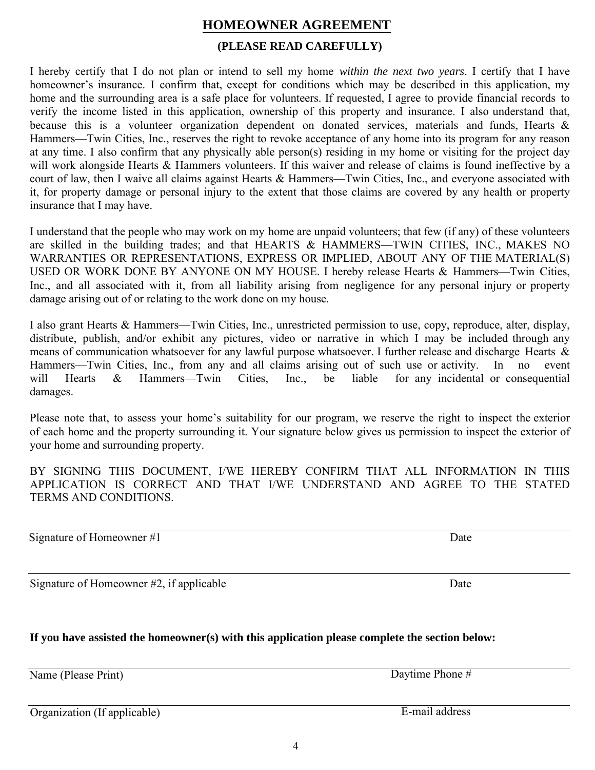# HOMEOWNER AGREEMENT

**(PLEASE READ CAREFULLY)**

I hereby certify that I do not plan or intend to sell my home *within the next two years*. I certify that I have homeowner's insurance. I confirm that, except for conditions which may be described in this application, my home and the surrounding area is a safe place for volunteers. If requested, I agree to provide financial records to verify the income listed in this application, ownership of this property and insurance. I also understand that, because this is a volunteer organization dependent on donated services, materials and funds, Hearts & Hammers—Twin Cities, Inc., reserves the right to revoke acceptance of any home into its program for any reason at any time. I also confirm that any physically able person(s) residing in my home or visiting for the project day will work alongside Hearts & Hammers volunteers. If this waiver and release of claims is found ineffective by a court of law, then I waive all claims against Hearts & Hammers—Twin Cities, Inc., and everyone associated with it, for property damage or personal injury to the extent that those claims are covered by any health or property insurance that I may have.

I understand that the people who may work on my home are unpaid volunteers; that few (if any) of these volunteers are skilled in the building trades; and that HEARTS & HAMMERS—TWIN CITIES, INC., MAKES NO WARRANTIES OR REPRESENTATIONS, EXPRESS OR IMPLIED, ABOUT ANY OF THE MATERIAL(S) USED OR WORK DONE BY ANYONE ON MY HOUSE. I hereby release Hearts & Hammers—Twin Cities, Inc., and all associated with it, from all liability arising from negligence for any personal injury or property damage arising out of or relating to the work done on my house.

I also grant Hearts & Hammers—Twin Cities, Inc., unrestricted permission to use, copy, reproduce, alter, display, distribute, publish, and/or exhibit any pictures, video or narrative in which I may be included through any means of communication whatsoever for any lawful purpose whatsoever. I further release and discharge Hearts & Hammers—Twin Cities, Inc., from any and all claims arising out of such use or activity. In no event will Hearts & Hammers—Twin Cities, Inc., be liable for any incidental or consequential damages.

Please note that, to assess your home's suitability for our program, we reserve the right to inspect the exterior of each home and the property surrounding it. Your signature below gives us permission to inspect the exterior of your home and surrounding property.

BY SIGNING THIS DOCUMENT, I/WE HEREBY CONFIRM THAT ALL INFORMATION IN THIS APPLICATION IS CORRECT AND THAT I/WE UNDERSTAND AND AGREE TO THE STATED TERMS AND CONDITIONS.

Signature of Homeowner #1 Date

Signature of Homeowner #2, if applicable Date

**If you have assisted the homeowner(s) with this application please complete the section below:**

Name (Please Print) Daytime Phone #

Organization (If applicable) E-mail address